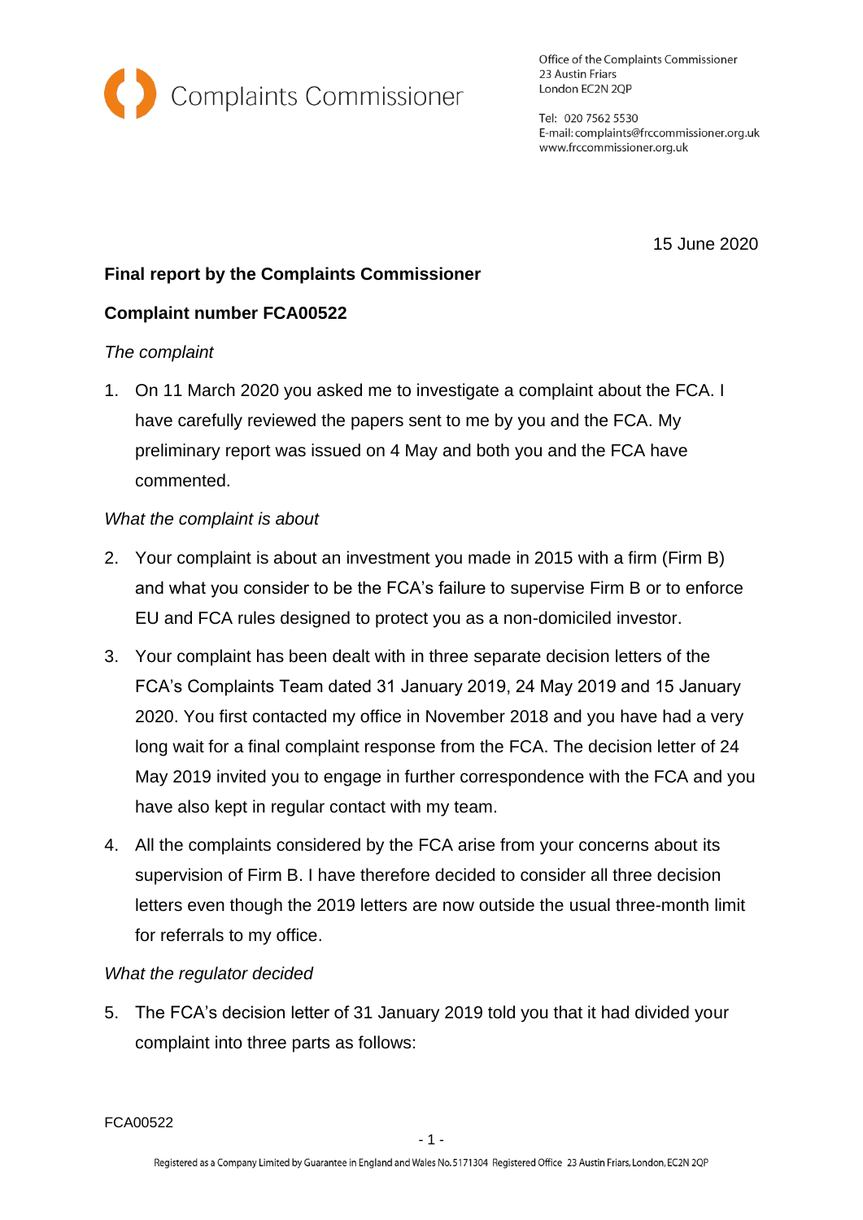Complaints Commissioner

Office of the Complaints Commissioner
23 Austin Friars
London EC2N 2QP

Tel: 020 7562 5530
E-mail: complaints@frccommissioner.org.uk
www.frccommissioner.org.uk

15 June 2020

**Final report by the Complaints Commissioner**

**Complaint number FCA00522**

*The complaint*

1. On 11 March 2020 you asked me to investigate a complaint about the FCA. I have carefully reviewed the papers sent to me by you and the FCA. My preliminary report was issued on 4 May and both you and the FCA have commented.

*What the complaint is about*

2. Your complaint is about an investment you made in 2015 with a firm (Firm B) and what you consider to be the FCA's failure to supervise Firm B or to enforce EU and FCA rules designed to protect you as a non-domiciled investor.

3. Your complaint has been dealt with in three separate decision letters of the FCA's Complaints Team dated 31 January 2019, 24 May 2019 and 15 January 2020. You first contacted my office in November 2018 and you have had a very long wait for a final complaint response from the FCA. The decision letter of 24 May 2019 invited you to engage in further correspondence with the FCA and you have also kept in regular contact with my team.

4. All the complaints considered by the FCA arise from your concerns about its supervision of Firm B. I have therefore decided to consider all three decision letters even though the 2019 letters are now outside the usual three-month limit for referrals to my office.

*What the regulator decided*

5. The FCA's decision letter of 31 January 2019 told you that it had divided your complaint into three parts as follows:

FCA00522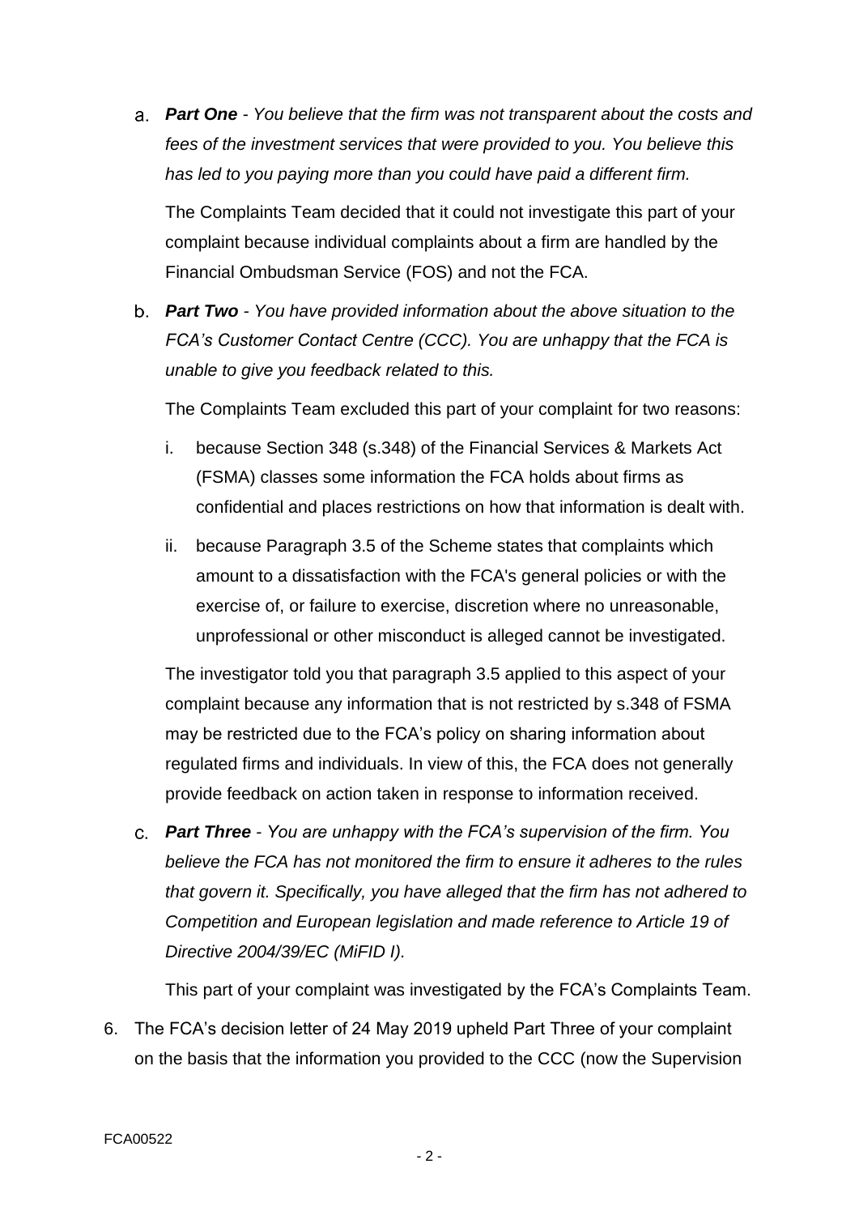a. ***Part One*** *- You believe that the firm was not transparent about the costs and fees of the investment services that were provided to you. You believe this has led to you paying more than you could have paid a different firm.*

   The Complaints Team decided that it could not investigate this part of your complaint because individual complaints about a firm are handled by the Financial Ombudsman Service (FOS) and not the FCA.

b. ***Part Two*** *- You have provided information about the above situation to the FCA's Customer Contact Centre (CCC). You are unhappy that the FCA is unable to give you feedback related to this.*

   The Complaints Team excluded this part of your complaint for two reasons:

   i. because Section 348 (s.348) of the Financial Services & Markets Act (FSMA) classes some information the FCA holds about firms as confidential and places restrictions on how that information is dealt with.

   ii. because Paragraph 3.5 of the Scheme states that complaints which amount to a dissatisfaction with the FCA's general policies or with the exercise of, or failure to exercise, discretion where no unreasonable, unprofessional or other misconduct is alleged cannot be investigated.

   The investigator told you that paragraph 3.5 applied to this aspect of your complaint because any information that is not restricted by s.348 of FSMA may be restricted due to the FCA's policy on sharing information about regulated firms and individuals. In view of this, the FCA does not generally provide feedback on action taken in response to information received.

c. ***Part Three*** *- You are unhappy with the FCA's supervision of the firm. You believe the FCA has not monitored the firm to ensure it adheres to the rules that govern it. Specifically, you have alleged that the firm has not adhered to Competition and European legislation and made reference to Article 19 of Directive 2004/39/EC (MiFID I).*

   This part of your complaint was investigated by the FCA's Complaints Team.

6. The FCA's decision letter of 24 May 2019 upheld Part Three of your complaint on the basis that the information you provided to the CCC (now the Supervision

FCA00522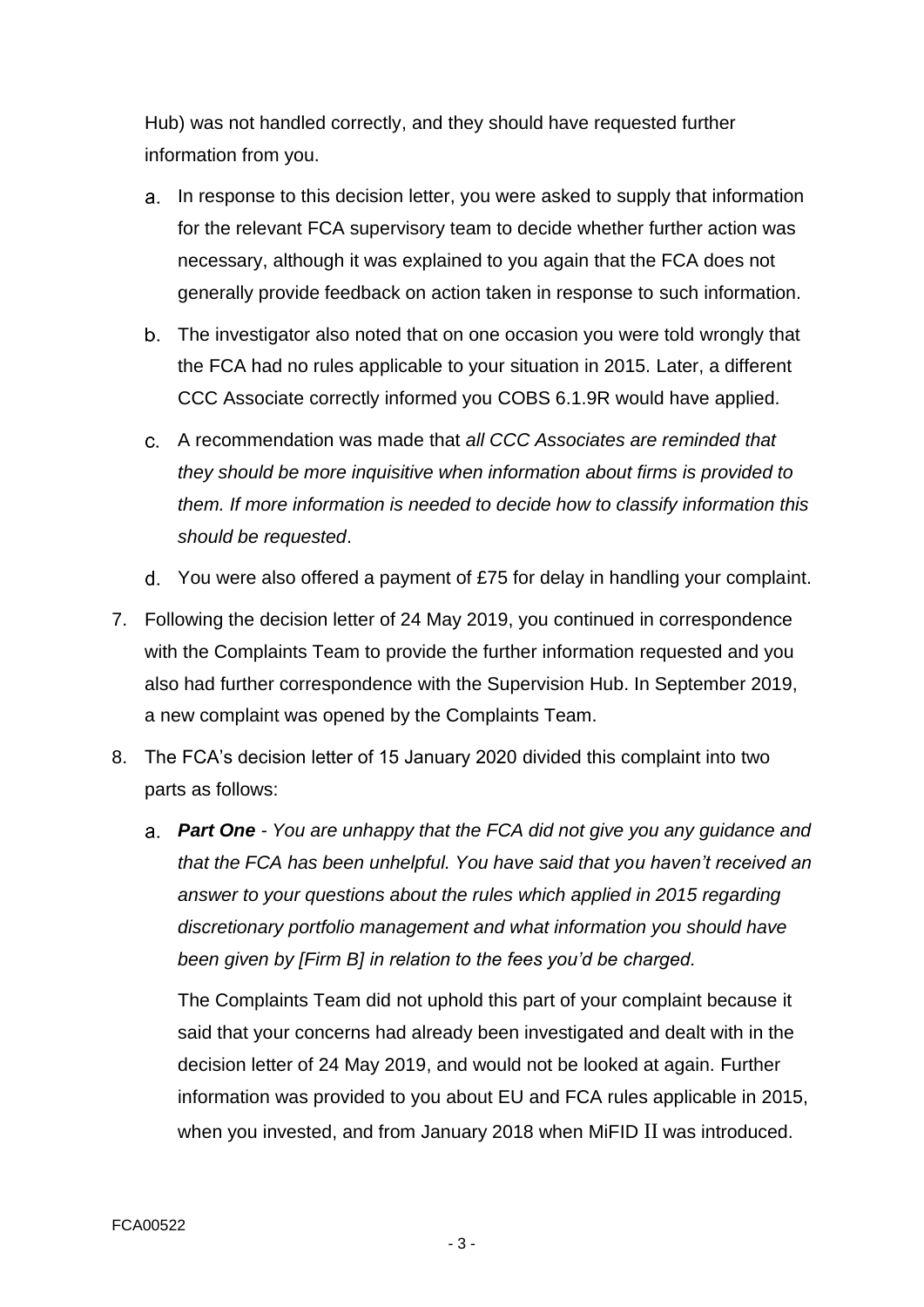Hub) was not handled correctly, and they should have requested further information from you.

a. In response to this decision letter, you were asked to supply that information for the relevant FCA supervisory team to decide whether further action was necessary, although it was explained to you again that the FCA does not generally provide feedback on action taken in response to such information.

b. The investigator also noted that on one occasion you were told wrongly that the FCA had no rules applicable to your situation in 2015. Later, a different CCC Associate correctly informed you COBS 6.1.9R would have applied.

c. A recommendation was made that *all CCC Associates are reminded that they should be more inquisitive when information about firms is provided to them. If more information is needed to decide how to classify information this should be requested*.

d. You were also offered a payment of £75 for delay in handling your complaint.

7. Following the decision letter of 24 May 2019, you continued in correspondence with the Complaints Team to provide the further information requested and you also had further correspondence with the Supervision Hub. In September 2019, a new complaint was opened by the Complaints Team.

8. The FCA's decision letter of 15 January 2020 divided this complaint into two parts as follows:

   a. ***Part One*** *- You are unhappy that the FCA did not give you any guidance and that the FCA has been unhelpful. You have said that you haven't received an answer to your questions about the rules which applied in 2015 regarding discretionary portfolio management and what information you should have been given by [Firm B] in relation to the fees you'd be charged.*

   The Complaints Team did not uphold this part of your complaint because it said that your concerns had already been investigated and dealt with in the decision letter of 24 May 2019, and would not be looked at again. Further information was provided to you about EU and FCA rules applicable in 2015, when you invested, and from January 2018 when MiFID II was introduced.

FCA00522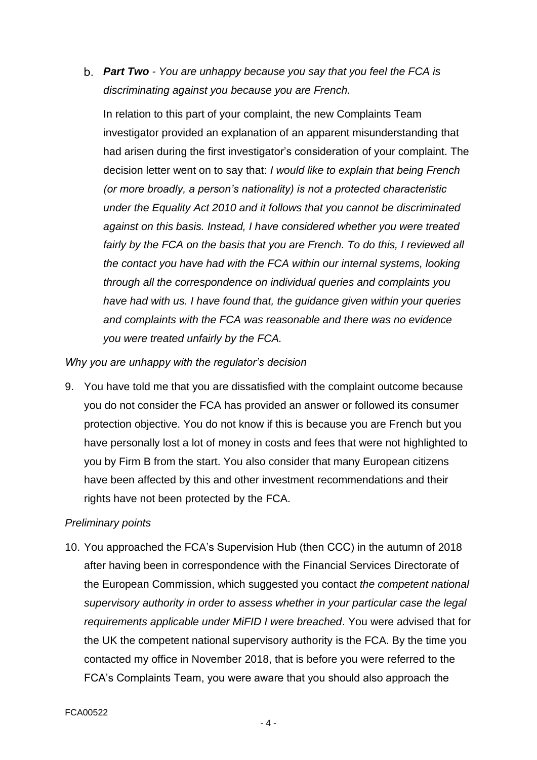b. ***Part Two*** - *You are unhappy because you say that you feel the FCA is discriminating against you because you are French.*

   In relation to this part of your complaint, the new Complaints Team investigator provided an explanation of an apparent misunderstanding that had arisen during the first investigator's consideration of your complaint. The decision letter went on to say that: *I would like to explain that being French (or more broadly, a person's nationality) is not a protected characteristic under the Equality Act 2010 and it follows that you cannot be discriminated against on this basis. Instead, I have considered whether you were treated fairly by the FCA on the basis that you are French. To do this, I reviewed all the contact you have had with the FCA within our internal systems, looking through all the correspondence on individual queries and complaints you have had with us. I have found that, the guidance given within your queries and complaints with the FCA was reasonable and there was no evidence you were treated unfairly by the FCA.*

*Why you are unhappy with the regulator's decision*

9. You have told me that you are dissatisfied with the complaint outcome because you do not consider the FCA has provided an answer or followed its consumer protection objective. You do not know if this is because you are French but you have personally lost a lot of money in costs and fees that were not highlighted to you by Firm B from the start. You also consider that many European citizens have been affected by this and other investment recommendations and their rights have not been protected by the FCA.

*Preliminary points*

10. You approached the FCA's Supervision Hub (then CCC) in the autumn of 2018 after having been in correspondence with the Financial Services Directorate of the European Commission, which suggested you contact *the competent national supervisory authority in order to assess whether in your particular case the legal requirements applicable under MiFID I were breached*. You were advised that for the UK the competent national supervisory authority is the FCA. By the time you contacted my office in November 2018, that is before you were referred to the FCA's Complaints Team, you were aware that you should also approach the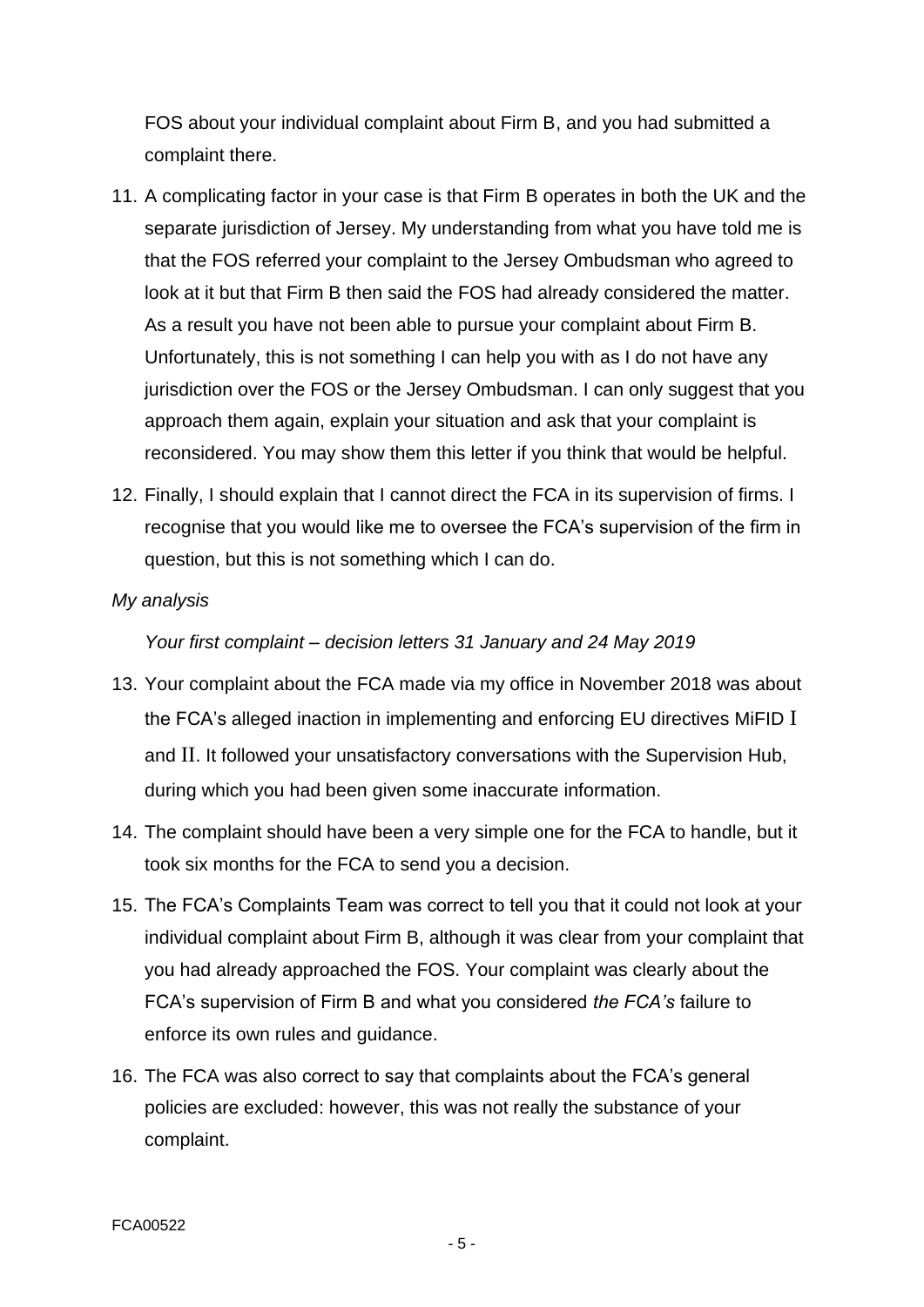FOS about your individual complaint about Firm B, and you had submitted a complaint there.

11. A complicating factor in your case is that Firm B operates in both the UK and the separate jurisdiction of Jersey. My understanding from what you have told me is that the FOS referred your complaint to the Jersey Ombudsman who agreed to look at it but that Firm B then said the FOS had already considered the matter. As a result you have not been able to pursue your complaint about Firm B. Unfortunately, this is not something I can help you with as I do not have any jurisdiction over the FOS or the Jersey Ombudsman. I can only suggest that you approach them again, explain your situation and ask that your complaint is reconsidered. You may show them this letter if you think that would be helpful.

12. Finally, I should explain that I cannot direct the FCA in its supervision of firms. I recognise that you would like me to oversee the FCA's supervision of the firm in question, but this is not something which I can do.

*My analysis*

*Your first complaint – decision letters 31 January and 24 May 2019*

13. Your complaint about the FCA made via my office in November 2018 was about the FCA's alleged inaction in implementing and enforcing EU directives MiFID I and II. It followed your unsatisfactory conversations with the Supervision Hub, during which you had been given some inaccurate information.

14. The complaint should have been a very simple one for the FCA to handle, but it took six months for the FCA to send you a decision.

15. The FCA's Complaints Team was correct to tell you that it could not look at your individual complaint about Firm B, although it was clear from your complaint that you had already approached the FOS. Your complaint was clearly about the FCA's supervision of Firm B and what you considered *the FCA's* failure to enforce its own rules and guidance.

16. The FCA was also correct to say that complaints about the FCA's general policies are excluded: however, this was not really the substance of your complaint.

FCA00522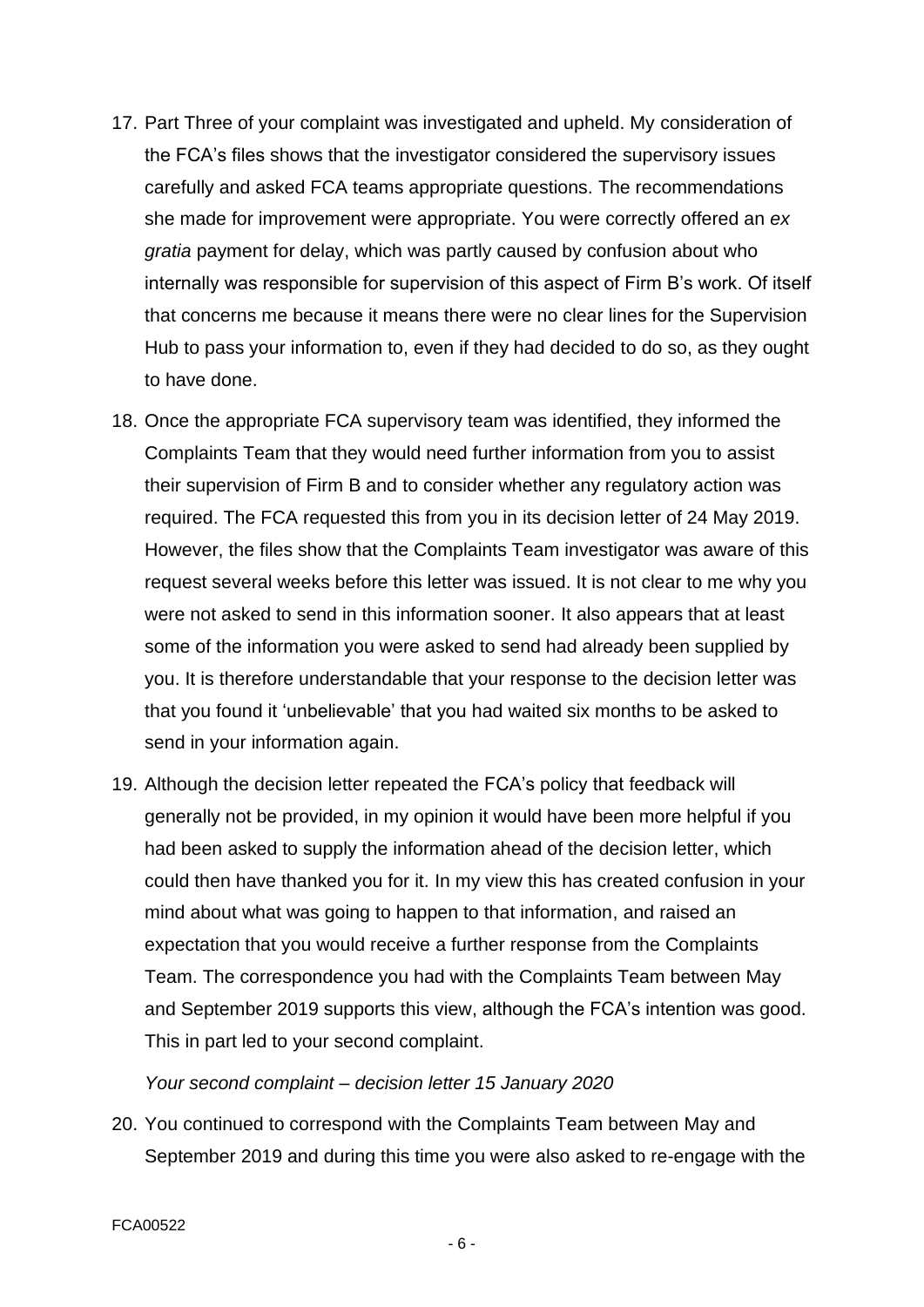17. Part Three of your complaint was investigated and upheld. My consideration of the FCA's files shows that the investigator considered the supervisory issues carefully and asked FCA teams appropriate questions. The recommendations she made for improvement were appropriate. You were correctly offered an *ex gratia* payment for delay, which was partly caused by confusion about who internally was responsible for supervision of this aspect of Firm B's work. Of itself that concerns me because it means there were no clear lines for the Supervision Hub to pass your information to, even if they had decided to do so, as they ought to have done.

18. Once the appropriate FCA supervisory team was identified, they informed the Complaints Team that they would need further information from you to assist their supervision of Firm B and to consider whether any regulatory action was required. The FCA requested this from you in its decision letter of 24 May 2019. However, the files show that the Complaints Team investigator was aware of this request several weeks before this letter was issued. It is not clear to me why you were not asked to send in this information sooner. It also appears that at least some of the information you were asked to send had already been supplied by you. It is therefore understandable that your response to the decision letter was that you found it 'unbelievable' that you had waited six months to be asked to send in your information again.

19. Although the decision letter repeated the FCA's policy that feedback will generally not be provided, in my opinion it would have been more helpful if you had been asked to supply the information ahead of the decision letter, which could then have thanked you for it. In my view this has created confusion in your mind about what was going to happen to that information, and raised an expectation that you would receive a further response from the Complaints Team. The correspondence you had with the Complaints Team between May and September 2019 supports this view, although the FCA's intention was good. This in part led to your second complaint.

*Your second complaint – decision letter 15 January 2020*

20. You continued to correspond with the Complaints Team between May and September 2019 and during this time you were also asked to re-engage with the

FCA00522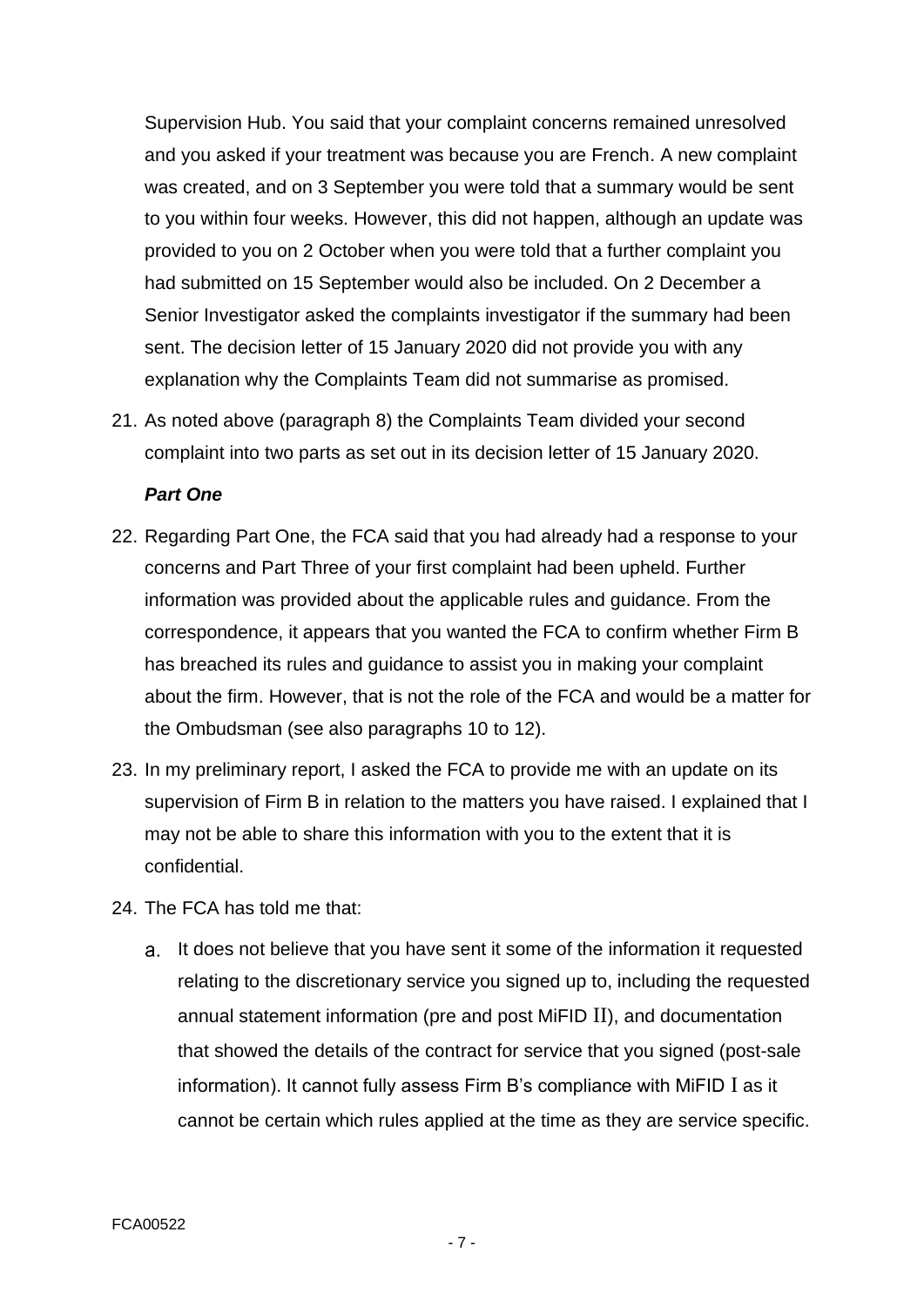Supervision Hub. You said that your complaint concerns remained unresolved and you asked if your treatment was because you are French. A new complaint was created, and on 3 September you were told that a summary would be sent to you within four weeks. However, this did not happen, although an update was provided to you on 2 October when you were told that a further complaint you had submitted on 15 September would also be included. On 2 December a Senior Investigator asked the complaints investigator if the summary had been sent. The decision letter of 15 January 2020 did not provide you with any explanation why the Complaints Team did not summarise as promised.

21. As noted above (paragraph 8) the Complaints Team divided your second complaint into two parts as set out in its decision letter of 15 January 2020.

***Part One***

22. Regarding Part One, the FCA said that you had already had a response to your concerns and Part Three of your first complaint had been upheld. Further information was provided about the applicable rules and guidance. From the correspondence, it appears that you wanted the FCA to confirm whether Firm B has breached its rules and guidance to assist you in making your complaint about the firm. However, that is not the role of the FCA and would be a matter for the Ombudsman (see also paragraphs 10 to 12).

23. In my preliminary report, I asked the FCA to provide me with an update on its supervision of Firm B in relation to the matters you have raised. I explained that I may not be able to share this information with you to the extent that it is confidential.

24. The FCA has told me that:

    a. It does not believe that you have sent it some of the information it requested relating to the discretionary service you signed up to, including the requested annual statement information (pre and post MiFID II), and documentation that showed the details of the contract for service that you signed (post-sale information). It cannot fully assess Firm B's compliance with MiFID I as it cannot be certain which rules applied at the time as they are service specific.

FCA00522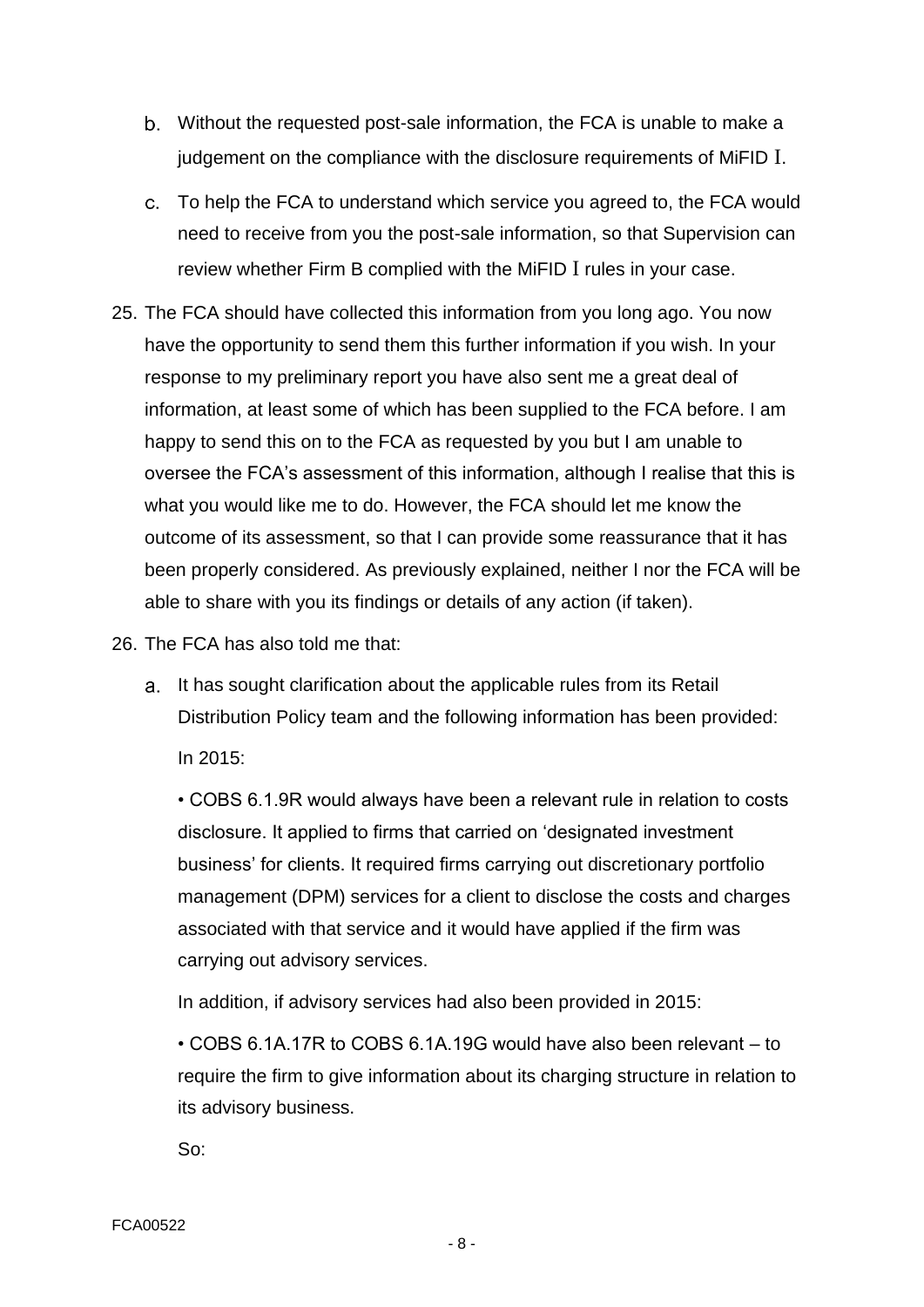b. Without the requested post-sale information, the FCA is unable to make a judgement on the compliance with the disclosure requirements of MiFID I.

c. To help the FCA to understand which service you agreed to, the FCA would need to receive from you the post-sale information, so that Supervision can review whether Firm B complied with the MiFID I rules in your case.

25. The FCA should have collected this information from you long ago. You now have the opportunity to send them this further information if you wish. In your response to my preliminary report you have also sent me a great deal of information, at least some of which has been supplied to the FCA before. I am happy to send this on to the FCA as requested by you but I am unable to oversee the FCA's assessment of this information, although I realise that this is what you would like me to do. However, the FCA should let me know the outcome of its assessment, so that I can provide some reassurance that it has been properly considered. As previously explained, neither I nor the FCA will be able to share with you its findings or details of any action (if taken).

26. The FCA has also told me that:

    a. It has sought clarification about the applicable rules from its Retail Distribution Policy team and the following information has been provided:

       In 2015:

       • COBS 6.1.9R would always have been a relevant rule in relation to costs disclosure. It applied to firms that carried on 'designated investment business' for clients. It required firms carrying out discretionary portfolio management (DPM) services for a client to disclose the costs and charges associated with that service and it would have applied if the firm was carrying out advisory services.

       In addition, if advisory services had also been provided in 2015:

       • COBS 6.1A.17R to COBS 6.1A.19G would have also been relevant – to require the firm to give information about its charging structure in relation to its advisory business.

       So: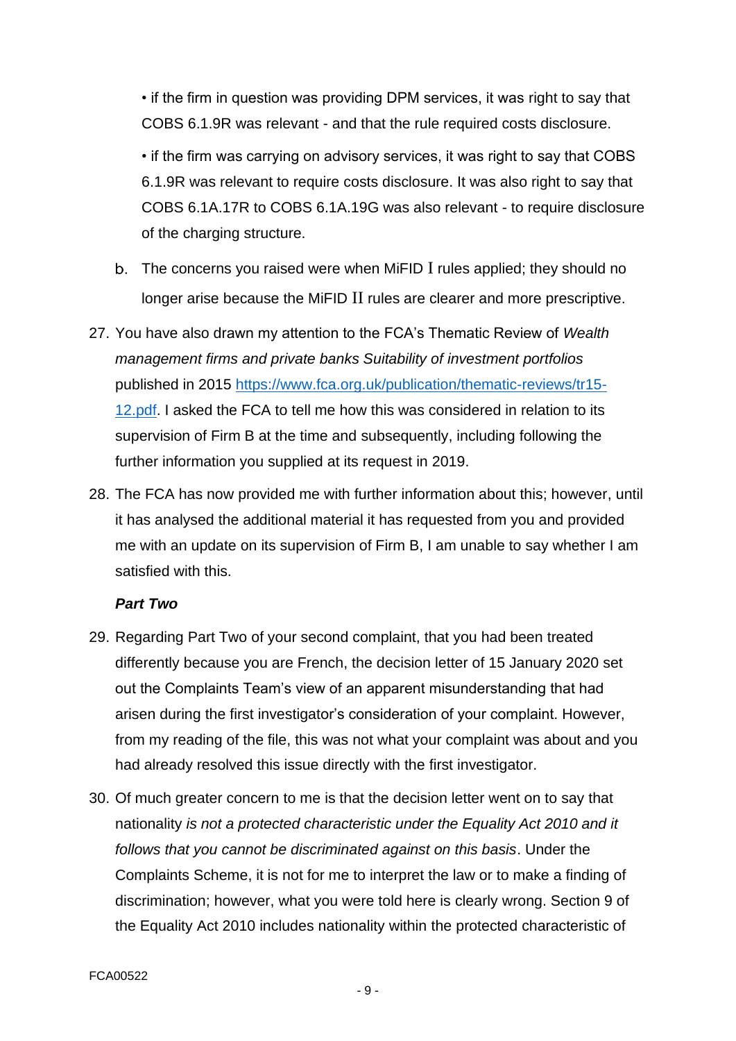• if the firm in question was providing DPM services, it was right to say that COBS 6.1.9R was relevant - and that the rule required costs disclosure.

• if the firm was carrying on advisory services, it was right to say that COBS 6.1.9R was relevant to require costs disclosure. It was also right to say that COBS 6.1A.17R to COBS 6.1A.19G was also relevant - to require disclosure of the charging structure.

b. The concerns you raised were when MiFID I rules applied; they should no longer arise because the MiFID II rules are clearer and more prescriptive.

27. You have also drawn my attention to the FCA's Thematic Review of *Wealth management firms and private banks Suitability of investment portfolios* published in 2015 [https://www.fca.org.uk/publication/thematic-reviews/tr15-12.pdf](https://www.fca.org.uk/publication/thematic-reviews/tr15-12.pdf). I asked the FCA to tell me how this was considered in relation to its supervision of Firm B at the time and subsequently, including following the further information you supplied at its request in 2019.

28. The FCA has now provided me with further information about this; however, until it has analysed the additional material it has requested from you and provided me with an update on its supervision of Firm B, I am unable to say whether I am satisfied with this.

***Part Two***

29. Regarding Part Two of your second complaint, that you had been treated differently because you are French, the decision letter of 15 January 2020 set out the Complaints Team's view of an apparent misunderstanding that had arisen during the first investigator's consideration of your complaint. However, from my reading of the file, this was not what your complaint was about and you had already resolved this issue directly with the first investigator.

30. Of much greater concern to me is that the decision letter went on to say that nationality *is not a protected characteristic under the Equality Act 2010 and it follows that you cannot be discriminated against on this basis*. Under the Complaints Scheme, it is not for me to interpret the law or to make a finding of discrimination; however, what you were told here is clearly wrong. Section 9 of the Equality Act 2010 includes nationality within the protected characteristic of

FCA00522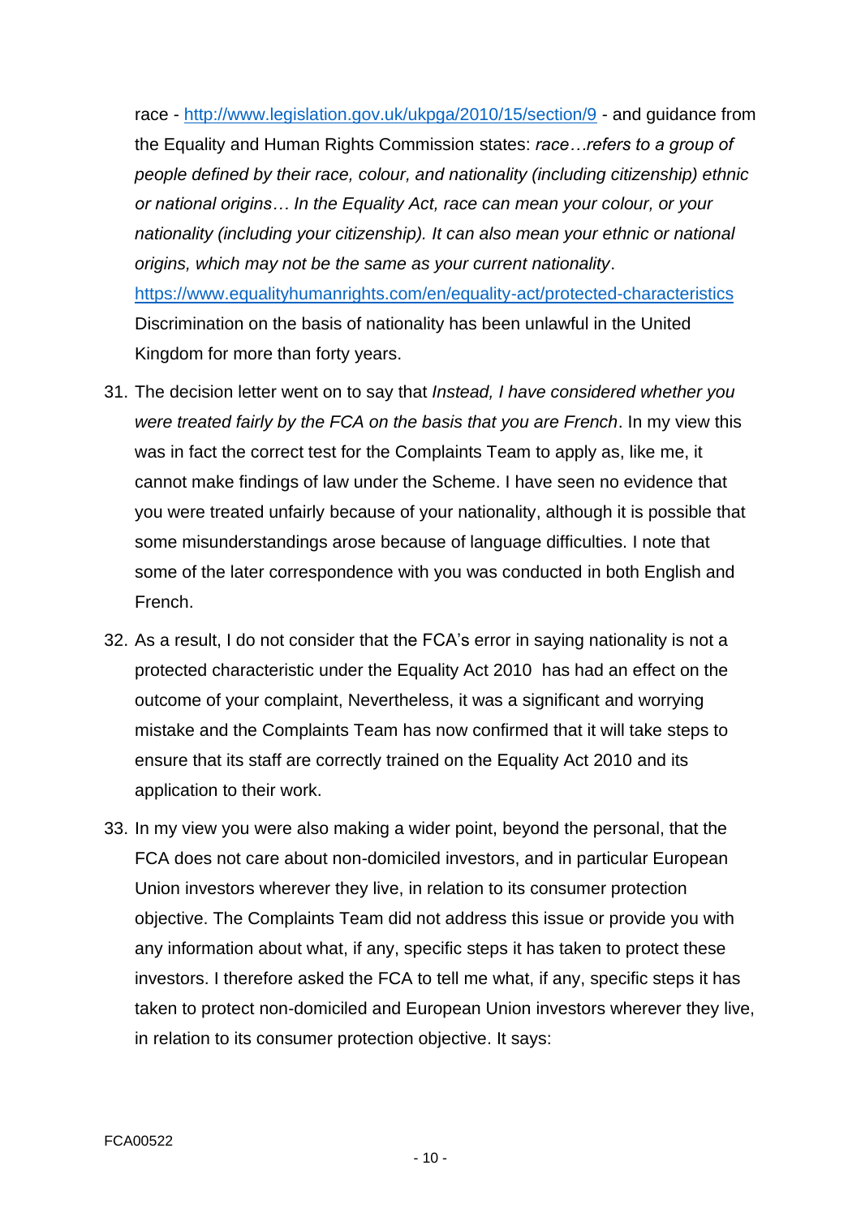race - http://www.legislation.gov.uk/ukpga/2010/15/section/9 - and guidance from the Equality and Human Rights Commission states: *race…refers to a group of people defined by their race, colour, and nationality (including citizenship) ethnic or national origins… In the Equality Act, race can mean your colour, or your nationality (including your citizenship). It can also mean your ethnic or national origins, which may not be the same as your current nationality*. https://www.equalityhumanrights.com/en/equality-act/protected-characteristics Discrimination on the basis of nationality has been unlawful in the United Kingdom for more than forty years.

31. The decision letter went on to say that *Instead, I have considered whether you were treated fairly by the FCA on the basis that you are French*. In my view this was in fact the correct test for the Complaints Team to apply as, like me, it cannot make findings of law under the Scheme. I have seen no evidence that you were treated unfairly because of your nationality, although it is possible that some misunderstandings arose because of language difficulties. I note that some of the later correspondence with you was conducted in both English and French.

32. As a result, I do not consider that the FCA's error in saying nationality is not a protected characteristic under the Equality Act 2010 has had an effect on the outcome of your complaint, Nevertheless, it was a significant and worrying mistake and the Complaints Team has now confirmed that it will take steps to ensure that its staff are correctly trained on the Equality Act 2010 and its application to their work.

33. In my view you were also making a wider point, beyond the personal, that the FCA does not care about non-domiciled investors, and in particular European Union investors wherever they live, in relation to its consumer protection objective. The Complaints Team did not address this issue or provide you with any information about what, if any, specific steps it has taken to protect these investors. I therefore asked the FCA to tell me what, if any, specific steps it has taken to protect non-domiciled and European Union investors wherever they live, in relation to its consumer protection objective. It says:

FCA00522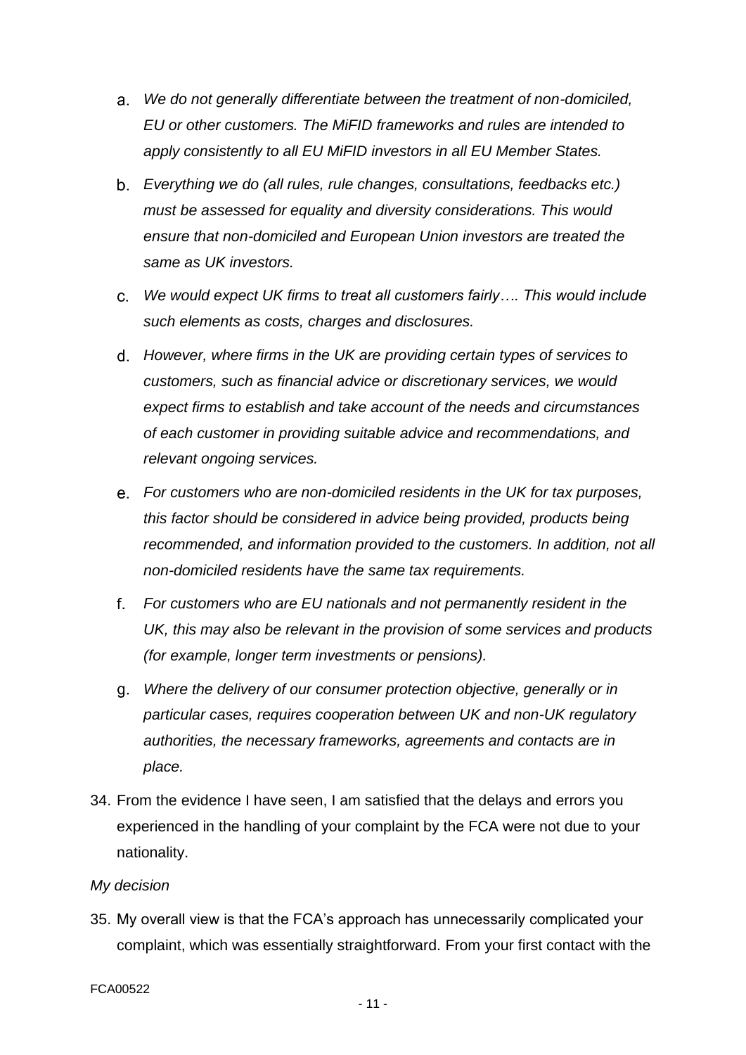a. *We do not generally differentiate between the treatment of non-domiciled, EU or other customers. The MiFID frameworks and rules are intended to apply consistently to all EU MiFID investors in all EU Member States.*

b. *Everything we do (all rules, rule changes, consultations, feedbacks etc.) must be assessed for equality and diversity considerations. This would ensure that non-domiciled and European Union investors are treated the same as UK investors.*

c. *We would expect UK firms to treat all customers fairly…. This would include such elements as costs, charges and disclosures.*

d. *However, where firms in the UK are providing certain types of services to customers, such as financial advice or discretionary services, we would expect firms to establish and take account of the needs and circumstances of each customer in providing suitable advice and recommendations, and relevant ongoing services.*

e. *For customers who are non-domiciled residents in the UK for tax purposes, this factor should be considered in advice being provided, products being recommended, and information provided to the customers. In addition, not all non-domiciled residents have the same tax requirements.*

f. *For customers who are EU nationals and not permanently resident in the UK, this may also be relevant in the provision of some services and products (for example, longer term investments or pensions).*

g. *Where the delivery of our consumer protection objective, generally or in particular cases, requires cooperation between UK and non-UK regulatory authorities, the necessary frameworks, agreements and contacts are in place.*

34. From the evidence I have seen, I am satisfied that the delays and errors you experienced in the handling of your complaint by the FCA were not due to your nationality.

*My decision*

35. My overall view is that the FCA's approach has unnecessarily complicated your complaint, which was essentially straightforward. From your first contact with the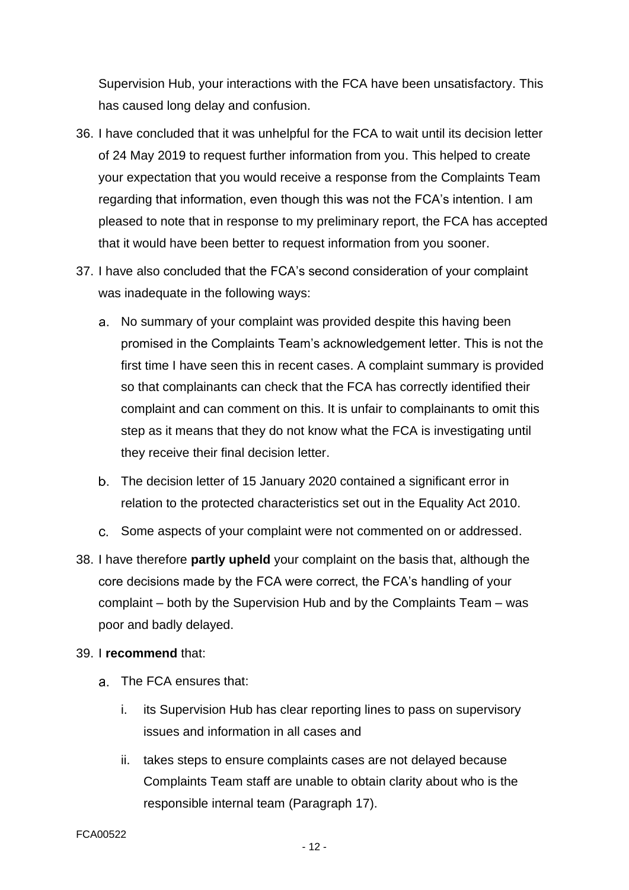Supervision Hub, your interactions with the FCA have been unsatisfactory. This has caused long delay and confusion.

36. I have concluded that it was unhelpful for the FCA to wait until its decision letter of 24 May 2019 to request further information from you. This helped to create your expectation that you would receive a response from the Complaints Team regarding that information, even though this was not the FCA's intention. I am pleased to note that in response to my preliminary report, the FCA has accepted that it would have been better to request information from you sooner.

37. I have also concluded that the FCA's second consideration of your complaint was inadequate in the following ways:

    a. No summary of your complaint was provided despite this having been promised in the Complaints Team's acknowledgement letter. This is not the first time I have seen this in recent cases. A complaint summary is provided so that complainants can check that the FCA has correctly identified their complaint and can comment on this. It is unfair to complainants to omit this step as it means that they do not know what the FCA is investigating until they receive their final decision letter.

    b. The decision letter of 15 January 2020 contained a significant error in relation to the protected characteristics set out in the Equality Act 2010.

    c. Some aspects of your complaint were not commented on or addressed.

38. I have therefore **partly upheld** your complaint on the basis that, although the core decisions made by the FCA were correct, the FCA's handling of your complaint – both by the Supervision Hub and by the Complaints Team – was poor and badly delayed.

39. I **recommend** that:

    a. The FCA ensures that:

        i. its Supervision Hub has clear reporting lines to pass on supervisory issues and information in all cases and

        ii. takes steps to ensure complaints cases are not delayed because Complaints Team staff are unable to obtain clarity about who is the responsible internal team (Paragraph 17).

FCA00522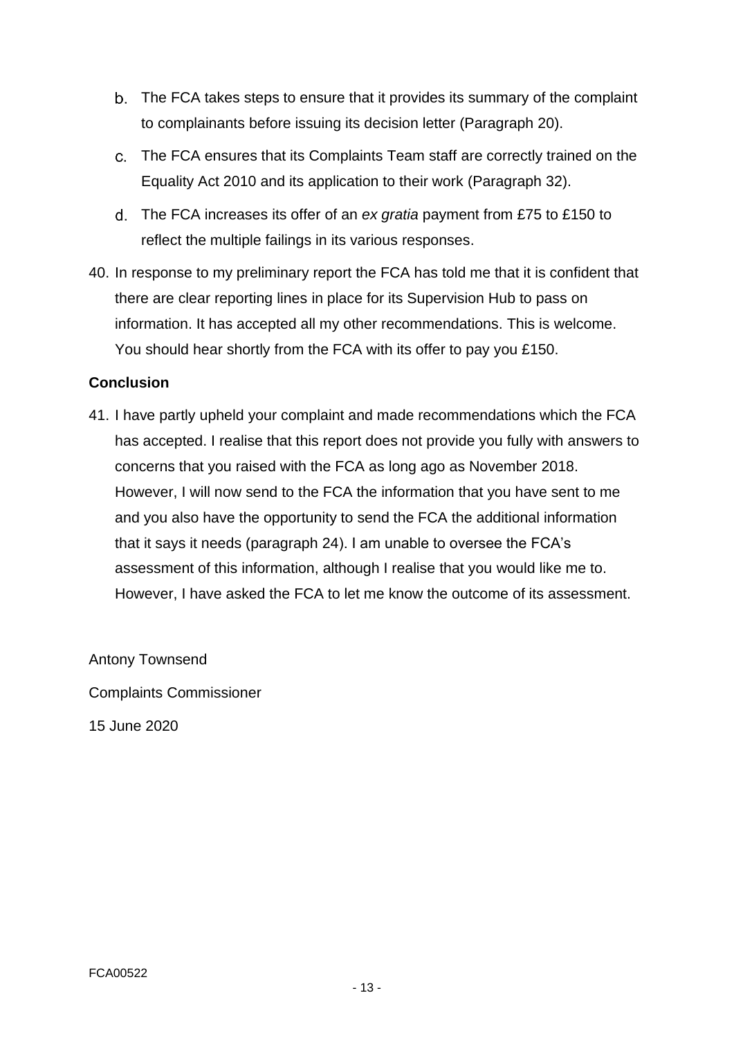b. The FCA takes steps to ensure that it provides its summary of the complaint to complainants before issuing its decision letter (Paragraph 20).

c. The FCA ensures that its Complaints Team staff are correctly trained on the Equality Act 2010 and its application to their work (Paragraph 32).

d. The FCA increases its offer of an *ex gratia* payment from £75 to £150 to reflect the multiple failings in its various responses.

40. In response to my preliminary report the FCA has told me that it is confident that there are clear reporting lines in place for its Supervision Hub to pass on information. It has accepted all my other recommendations. This is welcome. You should hear shortly from the FCA with its offer to pay you £150.

**Conclusion**

41. I have partly upheld your complaint and made recommendations which the FCA has accepted. I realise that this report does not provide you fully with answers to concerns that you raised with the FCA as long ago as November 2018. However, I will now send to the FCA the information that you have sent to me and you also have the opportunity to send the FCA the additional information that it says it needs (paragraph 24). I am unable to oversee the FCA's assessment of this information, although I realise that you would like me to. However, I have asked the FCA to let me know the outcome of its assessment.

Antony Townsend

Complaints Commissioner

15 June 2020

FCA00522